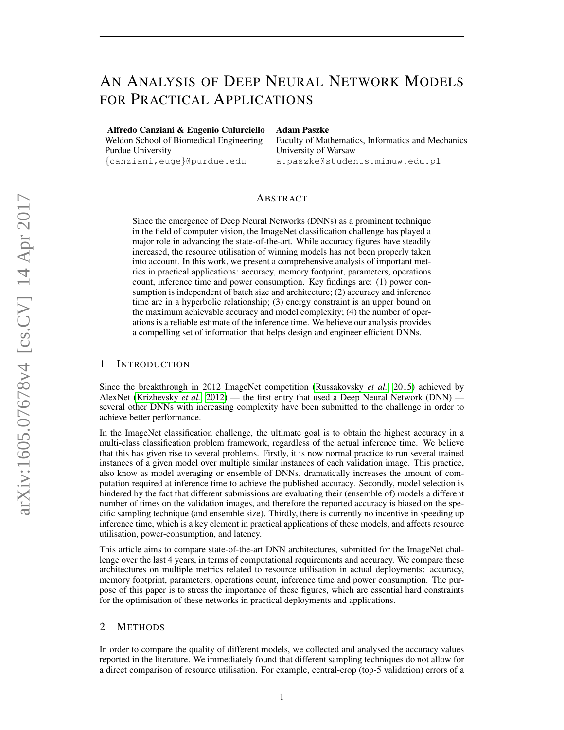# AN ANALYSIS OF DEEP NEURAL NETWORK MODELS FOR PRACTICAL APPLICATIONS

**Alfredo Canziani & Eugenio Culurciello**
Weldon School of Biomedical Engineering
Purdue University
{canziani,euge}@purdue.edu

**Adam Paszke**
Faculty of Mathematics, Informatics and Mechanics
University of Warsaw
a.paszke@students.mimuw.edu.pl

arXiv:1605.07678v4 [cs.CV] 14 Apr 2017

## ABSTRACT

Since the emergence of Deep Neural Networks (DNNs) as a prominent technique in the field of computer vision, the ImageNet classification challenge has played a major role in advancing the state-of-the-art. While accuracy figures have steadily increased, the resource utilisation of winning models has not been properly taken into account. In this work, we present a comprehensive analysis of important metrics in practical applications: accuracy, memory footprint, parameters, operations count, inference time and power consumption. Key findings are: (1) power consumption is independent of batch size and architecture; (2) accuracy and inference time are in a hyperbolic relationship; (3) energy constraint is an upper bound on the maximum achievable accuracy and model complexity; (4) the number of operations is a reliable estimate of the inference time. We believe our analysis provides a compelling set of information that helps design and engineer efficient DNNs.

## 1 INTRODUCTION

Since the breakthrough in 2012 ImageNet competition (Russakovsky *et al.*, 2015) achieved by AlexNet (Krizhevsky *et al.*, 2012) — the first entry that used a Deep Neural Network (DNN) — several other DNNs with increasing complexity have been submitted to the challenge in order to achieve better performance.

In the ImageNet classification challenge, the ultimate goal is to obtain the highest accuracy in a multi-class classification problem framework, regardless of the actual inference time. We believe that this has given rise to several problems. Firstly, it is now normal practice to run several trained instances of a given model over multiple similar instances of each validation image. This practice, also know as model averaging or ensemble of DNNs, dramatically increases the amount of computation required at inference time to achieve the published accuracy. Secondly, model selection is hindered by the fact that different submissions are evaluating their (ensemble of) models a different number of times on the validation images, and therefore the reported accuracy is biased on the specific sampling technique (and ensemble size). Thirdly, there is currently no incentive in speeding up inference time, which is a key element in practical applications of these models, and affects resource utilisation, power-consumption, and latency.

This article aims to compare state-of-the-art DNN architectures, submitted for the ImageNet challenge over the last 4 years, in terms of computational requirements and accuracy. We compare these architectures on multiple metrics related to resource utilisation in actual deployments: accuracy, memory footprint, parameters, operations count, inference time and power consumption. The purpose of this paper is to stress the importance of these figures, which are essential hard constraints for the optimisation of these networks in practical deployments and applications.

## 2 METHODS

In order to compare the quality of different models, we collected and analysed the accuracy values reported in the literature. We immediately found that different sampling techniques do not allow for a direct comparison of resource utilisation. For example, central-crop (top-5 validation) errors of a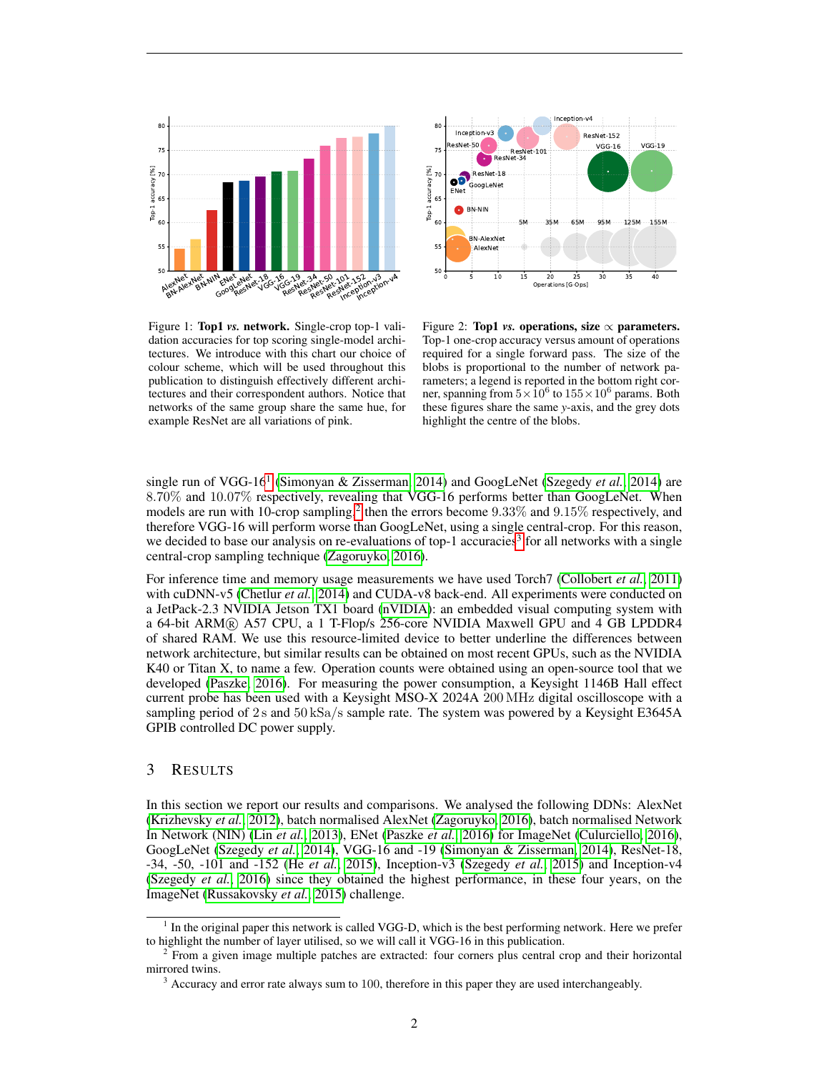Figure 1: **Top1 *vs.* network.** Single-crop top-1 validation accuracies for top scoring single-model architectures. We introduce with this chart our choice of colour scheme, which will be used throughout this publication to distinguish effectively different architectures and their correspondent authors. Notice that networks of the same group share the same hue, for example ResNet are all variations of pink.

Figure 2: **Top1 *vs.* operations, size $\propto$ parameters.** Top-1 one-crop accuracy versus amount of operations required for a single forward pass. The size of the blobs is proportional to the number of network parameters; a legend is reported in the bottom right corner, spanning from $5 \times 10^6$ to $155 \times 10^6$ params. Both these figures share the same $y$-axis, and the grey dots highlight the centre of the blobs.

single run of VGG-16[1] (Simonyan & Zisserman, 2014) and GoogLeNet (Szegedy *et al.*, 2014) are $8.70\%$ and $10.07\%$ respectively, revealing that VGG-16 performs better than GoogLeNet. When models are run with 10-crop sampling,[2] then the errors become $9.33\%$ and $9.15\%$ respectively, and therefore VGG-16 will perform worse than GoogLeNet, using a single central-crop. For this reason, we decided to base our analysis on re-evaluations of top-1 accuracies[3] for all networks with a single central-crop sampling technique (Zagoruyko, 2016).

For inference time and memory usage measurements we have used Torch7 (Collobert *et al.*, 2011) with cuDNN-v5 (Chetlur *et al.*, 2014) and CUDA-v8 back-end. All experiments were conducted on a JetPack-2.3 NVIDIA Jetson TX1 board (nVIDIA): an embedded visual computing system with a 64-bit ARM® A57 CPU, a 1 T-Flop/s 256-core NVIDIA Maxwell GPU and 4 GB LPDDR4 of shared RAM. We use this resource-limited device to better underline the differences between network architecture, but similar results can be obtained on most recent GPUs, such as the NVIDIA K40 or Titan X, to name a few. Operation counts were obtained using an open-source tool that we developed (Paszke, 2016). For measuring the power consumption, a Keysight 1146B Hall effect current probe has been used with a Keysight MSO-X 2024A 200 MHz digital oscilloscope with a sampling period of 2 s and 50 kSa/s sample rate. The system was powered by a Keysight E3645A GPIB controlled DC power supply.

## 3 Results

In this section we report our results and comparisons. We analysed the following DDNs: AlexNet (Krizhevsky *et al.*, 2012), batch normalised AlexNet (Zagoruyko, 2016), batch normalised Network In Network (NIN) (Lin *et al.*, 2013), ENet (Paszke *et al.*, 2016) for ImageNet (Culurciello, 2016), GoogLeNet (Szegedy *et al.*, 2014), VGG-16 and -19 (Simonyan & Zisserman, 2014), ResNet-18, -34, -50, -101 and -152 (He *et al.*, 2015), Inception-v3 (Szegedy *et al.*, 2015) and Inception-v4 (Szegedy *et al.*, 2016) since they obtained the highest performance, in these four years, on the ImageNet (Russakovsky *et al.*, 2015) challenge.

[1] In the original paper this network is called VGG-D, which is the best performing network. Here we prefer to highlight the number of layer utilised, so we will call it VGG-16 in this publication.

[2] From a given image multiple patches are extracted: four corners plus central crop and their horizontal mirrored twins.

[3] Accuracy and error rate always sum to 100, therefore in this paper they are used interchangeably.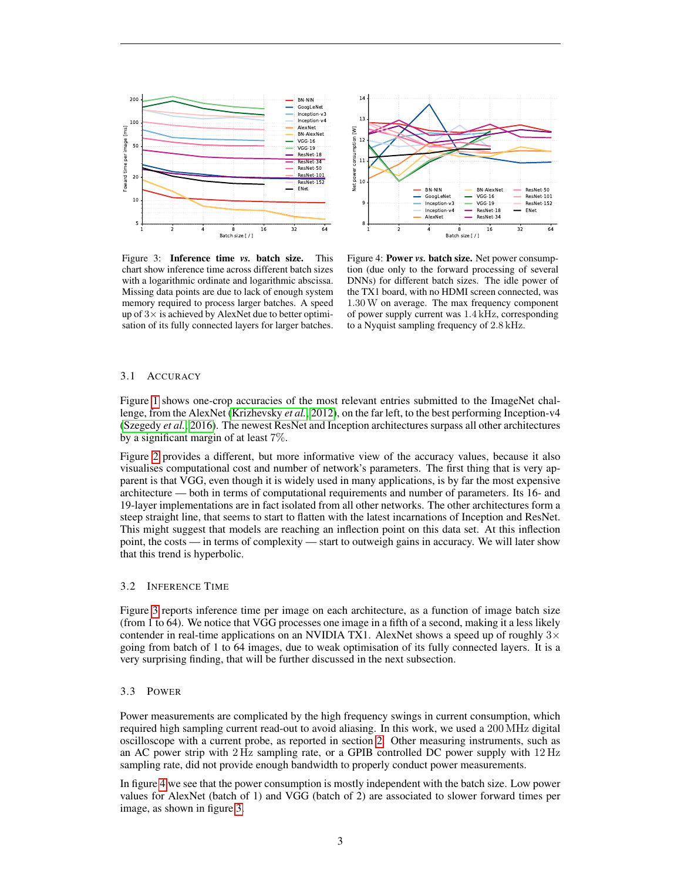Figure 3: **Inference time *vs.* batch size.** This chart show inference time across different batch sizes with a logarithmic ordinate and logarithmic abscissa. Missing data points are due to lack of enough system memory required to process larger batches. A speed up of $3\times$ is achieved by AlexNet due to better optimisation of its fully connected layers for larger batches.

Figure 4: **Power *vs.* batch size.** Net power consumption (due only to the forward processing of several DNNs) for different batch sizes. The idle power of the TX1 board, with no HDMI screen connected, was 1.30 W on average. The max frequency component of power supply current was 1.4 kHz, corresponding to a Nyquist sampling frequency of 2.8 kHz.

### 3.1 Accuracy

Figure 1 shows one-crop accuracies of the most relevant entries submitted to the ImageNet challenge, from the AlexNet (Krizhevsky *et al.*, 2012), on the far left, to the best performing Inception-v4 (Szegedy *et al.*, 2016). The newest ResNet and Inception architectures surpass all other architectures by a significant margin of at least 7%.

Figure 2 provides a different, but more informative view of the accuracy values, because it also visualises computational cost and number of network's parameters. The first thing that is very apparent is that VGG, even though it is widely used in many applications, is by far the most expensive architecture — both in terms of computational requirements and number of parameters. Its 16- and 19-layer implementations are in fact isolated from all other networks. The other architectures form a steep straight line, that seems to start to flatten with the latest incarnations of Inception and ResNet. This might suggest that models are reaching an inflection point on this data set. At this inflection point, the costs — in terms of complexity — start to outweigh gains in accuracy. We will later show that this trend is hyperbolic.

### 3.2 Inference Time

Figure 3 reports inference time per image on each architecture, as a function of image batch size (from 1 to 64). We notice that VGG processes one image in a fifth of a second, making it a less likely contender in real-time applications on an NVIDIA TX1. AlexNet shows a speed up of roughly $3\times$ going from batch of 1 to 64 images, due to weak optimisation of its fully connected layers. It is a very surprising finding, that will be further discussed in the next subsection.

### 3.3 Power

Power measurements are complicated by the high frequency swings in current consumption, which required high sampling current read-out to avoid aliasing. In this work, we used a 200 MHz digital oscilloscope with a current probe, as reported in section 2. Other measuring instruments, such as an AC power strip with 2 Hz sampling rate, or a GPIB controlled DC power supply with 12 Hz sampling rate, did not provide enough bandwidth to properly conduct power measurements.

In figure 4 we see that the power consumption is mostly independent with the batch size. Low power values for AlexNet (batch of 1) and VGG (batch of 2) are associated to slower forward times per image, as shown in figure 3.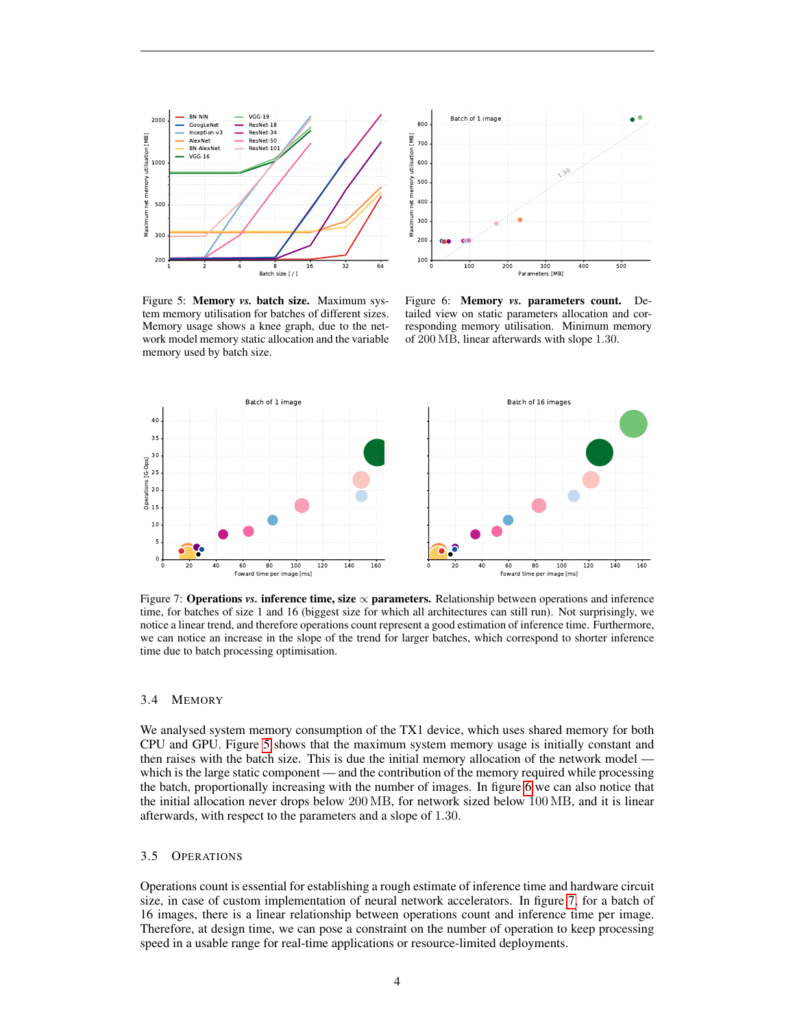Figure 5: **Memory *vs.* batch size.** Maximum system memory utilisation for batches of different sizes. Memory usage shows a knee graph, due to the network model memory static allocation and the variable memory used by batch size.

Figure 6: **Memory *vs.* parameters count.** Detailed view on static parameters allocation and corresponding memory utilisation. Minimum memory of 200 MB, linear afterwards with slope 1.30.

Figure 7: **Operations *vs.* inference time, size $\propto$ parameters.** Relationship between operations and inference time, for batches of size 1 and 16 (biggest size for which all architectures can still run). Not surprisingly, we notice a linear trend, and therefore operations count represent a good estimation of inference time. Furthermore, we can notice an increase in the slope of the trend for larger batches, which correspond to shorter inference time due to batch processing optimisation.

### 3.4 Memory

We analysed system memory consumption of the TX1 device, which uses shared memory for both CPU and GPU. Figure 5 shows that the maximum system memory usage is initially constant and then raises with the batch size. This is due the initial memory allocation of the network model — which is the large static component — and the contribution of the memory required while processing the batch, proportionally increasing with the number of images. In figure 6 we can also notice that the initial allocation never drops below 200 MB, for network sized below 100 MB, and it is linear afterwards, with respect to the parameters and a slope of 1.30.

### 3.5 Operations

Operations count is essential for establishing a rough estimate of inference time and hardware circuit size, in case of custom implementation of neural network accelerators. In figure 7, for a batch of 16 images, there is a linear relationship between operations count and inference time per image. Therefore, at design time, we can pose a constraint on the number of operation to keep processing speed in a usable range for real-time applications or resource-limited deployments.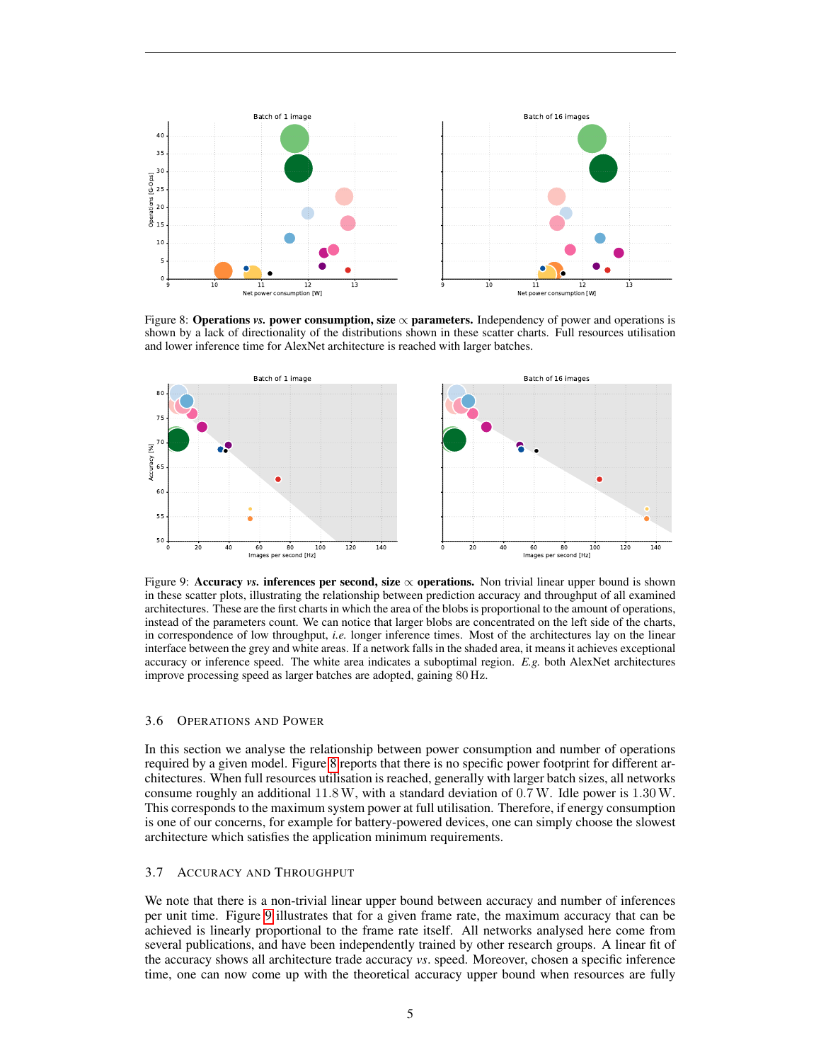Figure 8: **Operations *vs.* power consumption, size $\propto$ parameters.** Independency of power and operations is shown by a lack of directionality of the distributions shown in these scatter charts. Full resources utilisation and lower inference time for AlexNet architecture is reached with larger batches.

Figure 9: **Accuracy *vs.* inferences per second, size $\propto$ operations.** Non trivial linear upper bound is shown in these scatter plots, illustrating the relationship between prediction accuracy and throughput of all examined architectures. These are the first charts in which the area of the blobs is proportional to the amount of operations, instead of the parameters count. We can notice that larger blobs are concentrated on the left side of the charts, in correspondence of low throughput, *i.e.* longer inference times. Most of the architectures lay on the linear interface between the grey and white areas. If a network falls in the shaded area, it means it achieves exceptional accuracy or inference speed. The white area indicates a suboptimal region. *E.g.* both AlexNet architectures improve processing speed as larger batches are adopted, gaining 80 Hz.

### 3.6 Operations and Power

In this section we analyse the relationship between power consumption and number of operations required by a given model. Figure 8 reports that there is no specific power footprint for different architectures. When full resources utilisation is reached, generally with larger batch sizes, all networks consume roughly an additional 11.8 W, with a standard deviation of 0.7 W. Idle power is 1.30 W. This corresponds to the maximum system power at full utilisation. Therefore, if energy consumption is one of our concerns, for example for battery-powered devices, one can simply choose the slowest architecture which satisfies the application minimum requirements.

### 3.7 Accuracy and Throughput

We note that there is a non-trivial linear upper bound between accuracy and number of inferences per unit time. Figure 9 illustrates that for a given frame rate, the maximum accuracy that can be achieved is linearly proportional to the frame rate itself. All networks analysed here come from several publications, and have been independently trained by other research groups. A linear fit of the accuracy shows all architecture trade accuracy *vs.* speed. Moreover, chosen a specific inference time, one can now come up with the theoretical accuracy upper bound when resources are fully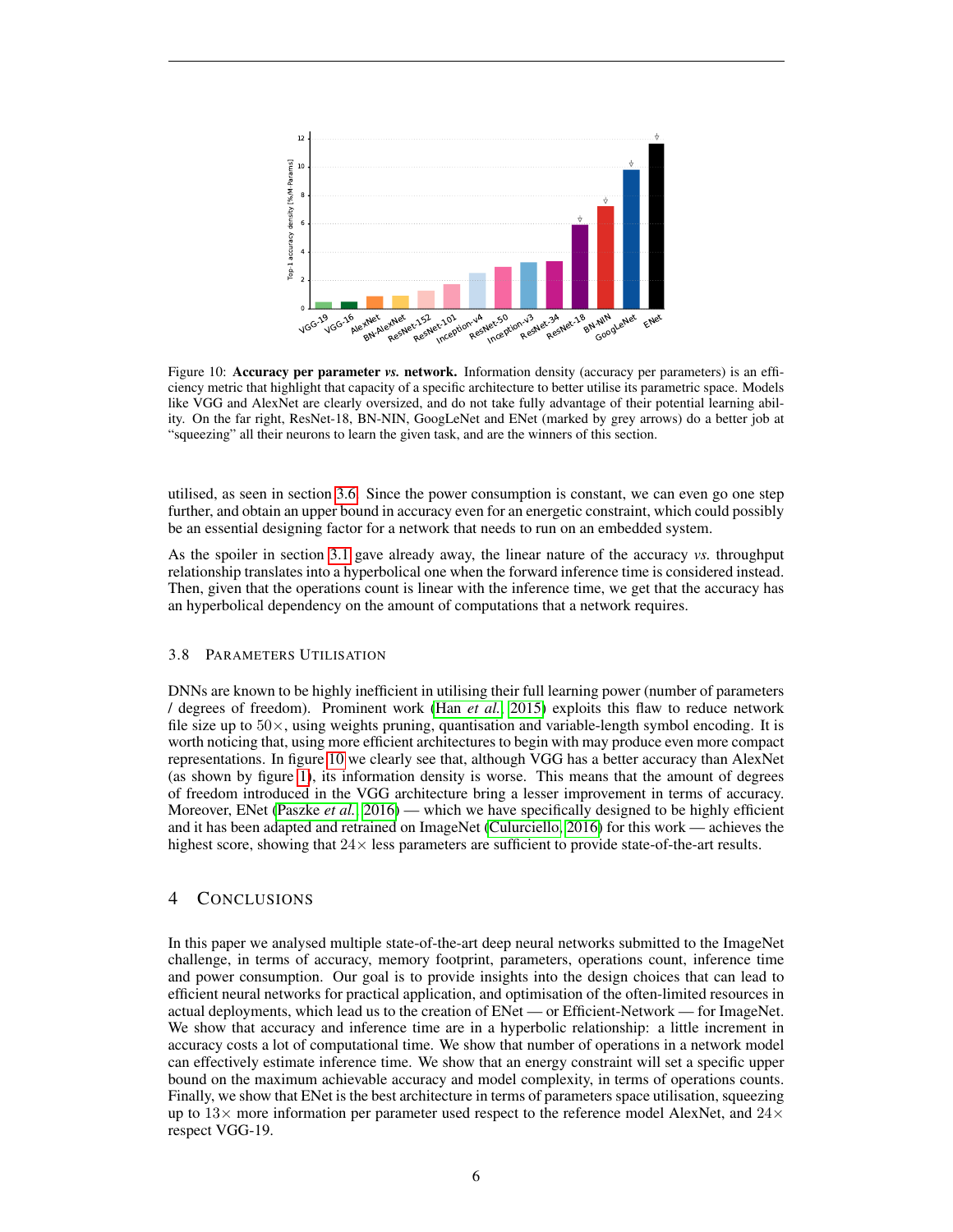Figure 10: **Accuracy per parameter *vs.* network.** Information density (accuracy per parameters) is an efficiency metric that highlight that capacity of a specific architecture to better utilise its parametric space. Models like VGG and AlexNet are clearly oversized, and do not take fully advantage of their potential learning ability. On the far right, ResNet-18, BN-NIN, GoogLeNet and ENet (marked by grey arrows) do a better job at "squeezing" all their neurons to learn the given task, and are the winners of this section.

utilised, as seen in section 3.6. Since the power consumption is constant, we can even go one step further, and obtain an upper bound in accuracy even for an energetic constraint, which could possibly be an essential designing factor for a network that needs to run on an embedded system.

As the spoiler in section 3.1 gave already away, the linear nature of the accuracy *vs.* throughput relationship translates into a hyperbolical one when the forward inference time is considered instead. Then, given that the operations count is linear with the inference time, we get that the accuracy has an hyperbolical dependency on the amount of computations that a network requires.

### 3.8 Parameters Utilisation

DNNs are known to be highly inefficient in utilising their full learning power (number of parameters / degrees of freedom). Prominent work (Han *et al.*, 2015) exploits this flaw to reduce network file size up to $50\times$, using weights pruning, quantisation and variable-length symbol encoding. It is worth noticing that, using more efficient architectures to begin with may produce even more compact representations. In figure 10 we clearly see that, although VGG has a better accuracy than AlexNet (as shown by figure 1), its information density is worse. This means that the amount of degrees of freedom introduced in the VGG architecture bring a lesser improvement in terms of accuracy. Moreover, ENet (Paszke *et al.*, 2016) — which we have specifically designed to be highly efficient and it has been adapted and retrained on ImageNet (Culurciello, 2016) for this work — achieves the highest score, showing that $24\times$ less parameters are sufficient to provide state-of-the-art results.

## 4 Conclusions

In this paper we analysed multiple state-of-the-art deep neural networks submitted to the ImageNet challenge, in terms of accuracy, memory footprint, parameters, operations count, inference time and power consumption. Our goal is to provide insights into the design choices that can lead to efficient neural networks for practical application, and optimisation of the often-limited resources in actual deployments, which lead us to the creation of ENet — or Efficient-Network — for ImageNet. We show that accuracy and inference time are in a hyperbolic relationship: a little increment in accuracy costs a lot of computational time. We show that number of operations in a network model can effectively estimate inference time. We show that an energy constraint will set a specific upper bound on the maximum achievable accuracy and model complexity, in terms of operations counts. Finally, we show that ENet is the best architecture in terms of parameters space utilisation, squeezing up to $13\times$ more information per parameter used respect to the reference model AlexNet, and $24\times$ respect VGG-19.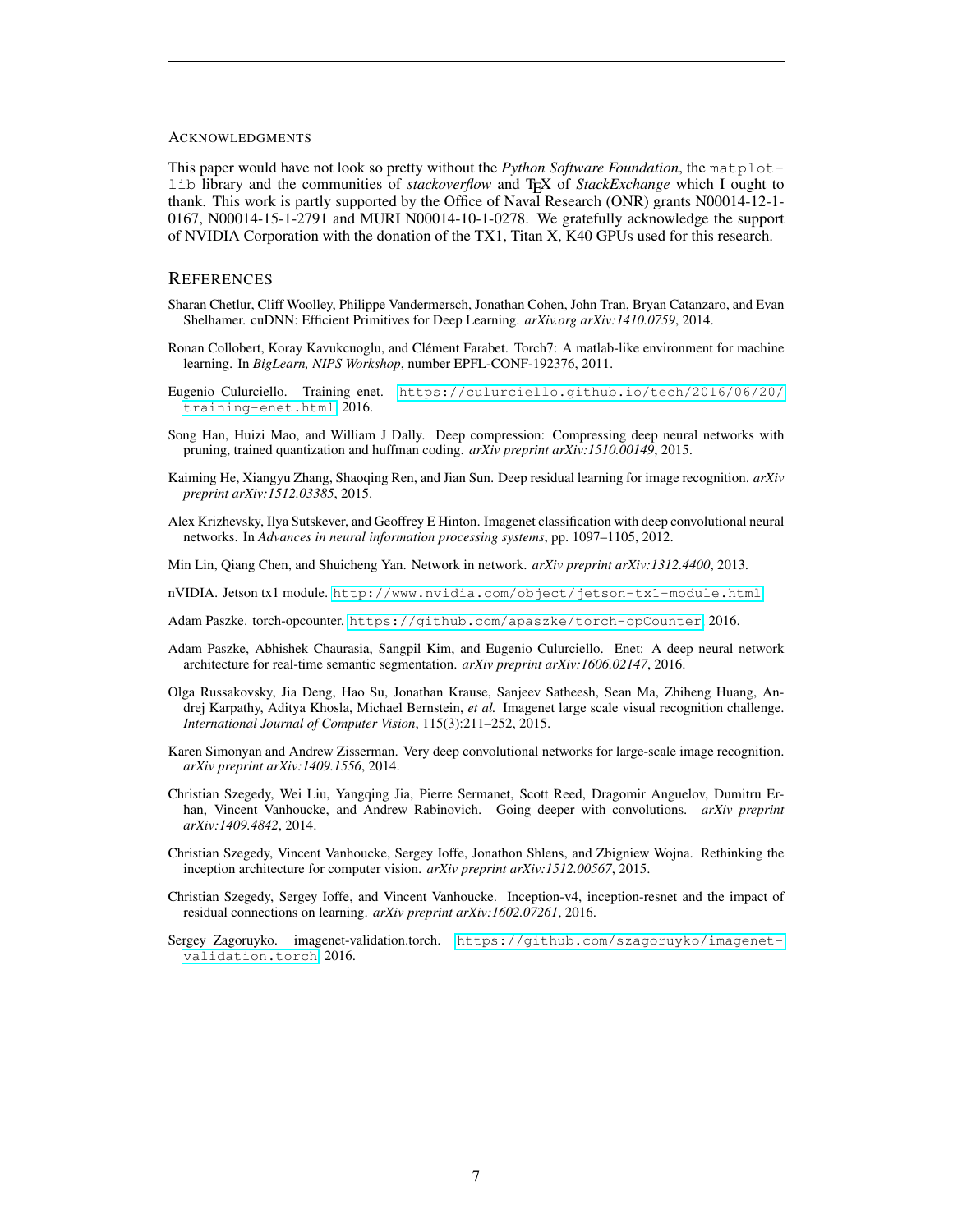## Acknowledgments

This paper would have not look so pretty without the *Python Software Foundation*, the `matplotlib` library and the communities of *stackoverflow* and TEX of *StackExchange* which I ought to thank. This work is partly supported by the Office of Naval Research (ONR) grants N00014-12-1-0167, N00014-15-1-2791 and MURI N00014-10-1-0278. We gratefully acknowledge the support of NVIDIA Corporation with the donation of the TX1, Titan X, K40 GPUs used for this research.

## References

Sharan Chetlur, Cliff Woolley, Philippe Vandermersch, Jonathan Cohen, John Tran, Bryan Catanzaro, and Evan Shelhamer. cuDNN: Efficient Primitives for Deep Learning. *arXiv.org arXiv:1410.0759*, 2014.

Ronan Collobert, Koray Kavukcuoglu, and Clément Farabet. Torch7: A matlab-like environment for machine learning. In *BigLearn, NIPS Workshop*, number EPFL-CONF-192376, 2011.

Eugenio Culurciello. Training enet. `https://culurciello.github.io/tech/2016/06/20/training-enet.html`, 2016.

Song Han, Huizi Mao, and William J Dally. Deep compression: Compressing deep neural networks with pruning, trained quantization and huffman coding. *arXiv preprint arXiv:1510.00149*, 2015.

Kaiming He, Xiangyu Zhang, Shaoqing Ren, and Jian Sun. Deep residual learning for image recognition. *arXiv preprint arXiv:1512.03385*, 2015.

Alex Krizhevsky, Ilya Sutskever, and Geoffrey E Hinton. Imagenet classification with deep convolutional neural networks. In *Advances in neural information processing systems*, pp. 1097–1105, 2012.

Min Lin, Qiang Chen, and Shuicheng Yan. Network in network. *arXiv preprint arXiv:1312.4400*, 2013.

nVIDIA. Jetson tx1 module. `http://www.nvidia.com/object/jetson-tx1-module.html`.

Adam Paszke. torch-opcounter. `https://github.com/apaszke/torch-opCounter`, 2016.

Adam Paszke, Abhishek Chaurasia, Sangpil Kim, and Eugenio Culurciello. Enet: A deep neural network architecture for real-time semantic segmentation. *arXiv preprint arXiv:1606.02147*, 2016.

Olga Russakovsky, Jia Deng, Hao Su, Jonathan Krause, Sanjeev Satheesh, Sean Ma, Zhiheng Huang, Andrej Karpathy, Aditya Khosla, Michael Bernstein, *et al.* Imagenet large scale visual recognition challenge. *International Journal of Computer Vision*, 115(3):211–252, 2015.

Karen Simonyan and Andrew Zisserman. Very deep convolutional networks for large-scale image recognition. *arXiv preprint arXiv:1409.1556*, 2014.

Christian Szegedy, Wei Liu, Yangqing Jia, Pierre Sermanet, Scott Reed, Dragomir Anguelov, Dumitru Erhan, Vincent Vanhoucke, and Andrew Rabinovich. Going deeper with convolutions. *arXiv preprint arXiv:1409.4842*, 2014.

Christian Szegedy, Vincent Vanhoucke, Sergey Ioffe, Jonathon Shlens, and Zbigniew Wojna. Rethinking the inception architecture for computer vision. *arXiv preprint arXiv:1512.00567*, 2015.

Christian Szegedy, Sergey Ioffe, and Vincent Vanhoucke. Inception-v4, inception-resnet and the impact of residual connections on learning. *arXiv preprint arXiv:1602.07261*, 2016.

Sergey Zagoruyko. imagenet-validation.torch. `https://github.com/szagoruyko/imagenet-validation.torch`, 2016.